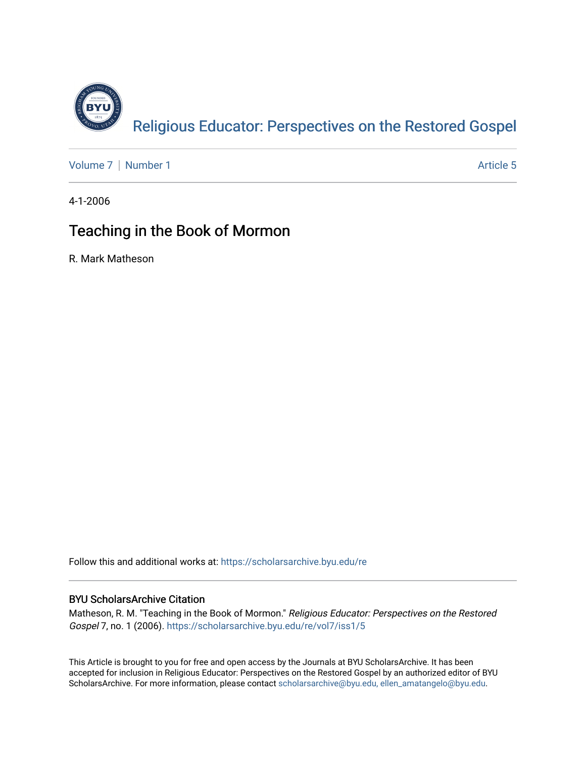Religious Educator: Perspectives on the Restored Gospel

Volume 7 | Number 1 Article 5

4-1-2006

# Teaching in the Book of Mormon

R. Mark Matheson

Follow this and additional works at: https://scholarsarchive.byu.edu/re

### BYU ScholarsArchive Citation

Matheson, R. M. "Teaching in the Book of Mormon." *Religious Educator: Perspectives on the Restored Gospel* 7, no. 1 (2006). https://scholarsarchive.byu.edu/re/vol7/iss1/5

This Article is brought to you for free and open access by the Journals at BYU ScholarsArchive. It has been accepted for inclusion in Religious Educator: Perspectives on the Restored Gospel by an authorized editor of BYU ScholarsArchive. For more information, please contact scholarsarchive@byu.edu, ellen_amatangelo@byu.edu.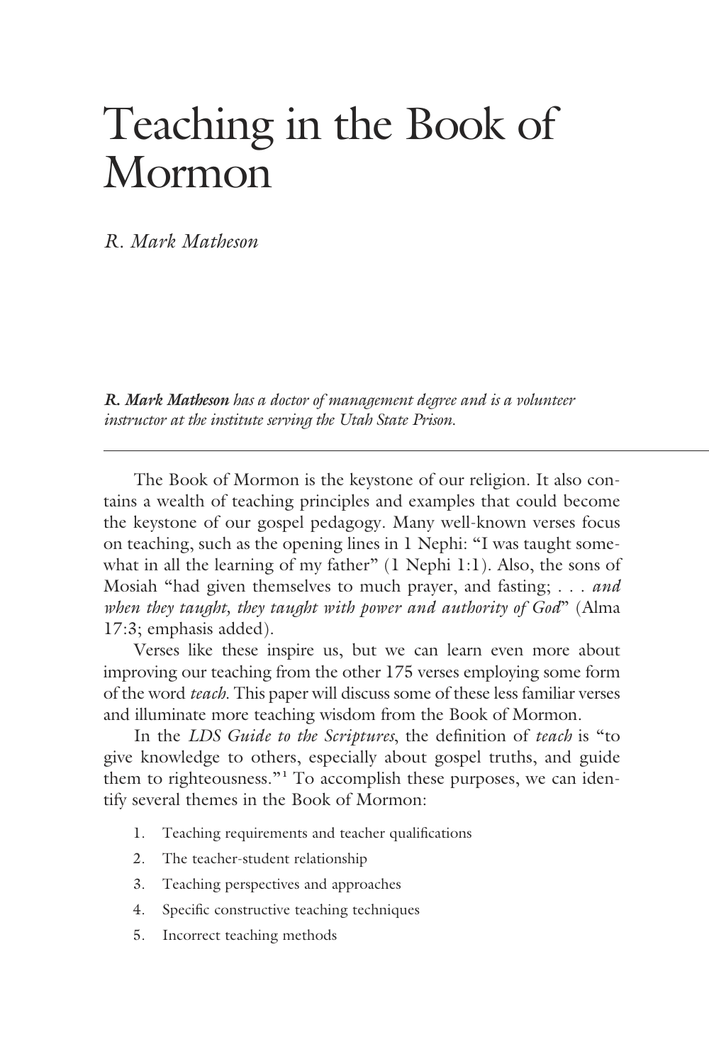# Teaching in the Book of Mormon

*R. Mark Matheson*

***R. Mark Matheson** has a doctor of management degree and is a volunteer instructor at the institute serving the Utah State Prison.*

---

The Book of Mormon is the keystone of our religion. It also contains a wealth of teaching principles and examples that could become the keystone of our gospel pedagogy. Many well-known verses focus on teaching, such as the opening lines in 1 Nephi: "I was taught somewhat in all the learning of my father" (1 Nephi 1:1). Also, the sons of Mosiah "had given themselves to much prayer, and fasting; . . . *and when they taught, they taught with power and authority of God*" (Alma 17:3; emphasis added).

Verses like these inspire us, but we can learn even more about improving our teaching from the other 175 verses employing some form of the word *teach*. This paper will discuss some of these less familiar verses and illuminate more teaching wisdom from the Book of Mormon.

In the *LDS Guide to the Scriptures*, the definition of *teach* is "to give knowledge to others, especially about gospel truths, and guide them to righteousness."[1] To accomplish these purposes, we can identify several themes in the Book of Mormon:

1. Teaching requirements and teacher qualifications
2. The teacher-student relationship
3. Teaching perspectives and approaches
4. Specific constructive teaching techniques
5. Incorrect teaching methods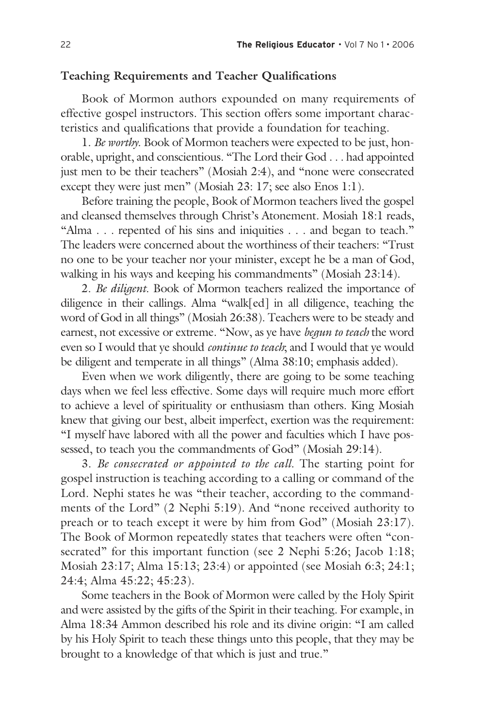## Teaching Requirements and Teacher Qualifications

Book of Mormon authors expounded on many requirements of effective gospel instructors. This section offers some important characteristics and qualifications that provide a foundation for teaching.

1. *Be worthy.* Book of Mormon teachers were expected to be just, honorable, upright, and conscientious. "The Lord their God . . . had appointed just men to be their teachers" (Mosiah 2:4), and "none were consecrated except they were just men" (Mosiah 23: 17; see also Enos 1:1).

Before training the people, Book of Mormon teachers lived the gospel and cleansed themselves through Christ's Atonement. Mosiah 18:1 reads, "Alma . . . repented of his sins and iniquities . . . and began to teach." The leaders were concerned about the worthiness of their teachers: "Trust no one to be your teacher nor your minister, except he be a man of God, walking in his ways and keeping his commandments" (Mosiah 23:14).

2. *Be diligent.* Book of Mormon teachers realized the importance of diligence in their callings. Alma "walk[ed] in all diligence, teaching the word of God in all things" (Mosiah 26:38). Teachers were to be steady and earnest, not excessive or extreme. "Now, as ye have *begun to teach* the word even so I would that ye should *continue to teach*; and I would that ye would be diligent and temperate in all things" (Alma 38:10; emphasis added).

Even when we work diligently, there are going to be some teaching days when we feel less effective. Some days will require much more effort to achieve a level of spirituality or enthusiasm than others. King Mosiah knew that giving our best, albeit imperfect, exertion was the requirement: "I myself have labored with all the power and faculties which I have possessed, to teach you the commandments of God" (Mosiah 29:14).

3. *Be consecrated or appointed to the call.* The starting point for gospel instruction is teaching according to a calling or command of the Lord. Nephi states he was "their teacher, according to the commandments of the Lord" (2 Nephi 5:19). And "none received authority to preach or to teach except it were by him from God" (Mosiah 23:17). The Book of Mormon repeatedly states that teachers were often "consecrated" for this important function (see 2 Nephi 5:26; Jacob 1:18; Mosiah 23:17; Alma 15:13; 23:4) or appointed (see Mosiah 6:3; 24:1; 24:4; Alma 45:22; 45:23).

Some teachers in the Book of Mormon were called by the Holy Spirit and were assisted by the gifts of the Spirit in their teaching. For example, in Alma 18:34 Ammon described his role and its divine origin: "I am called by his Holy Spirit to teach these things unto this people, that they may be brought to a knowledge of that which is just and true."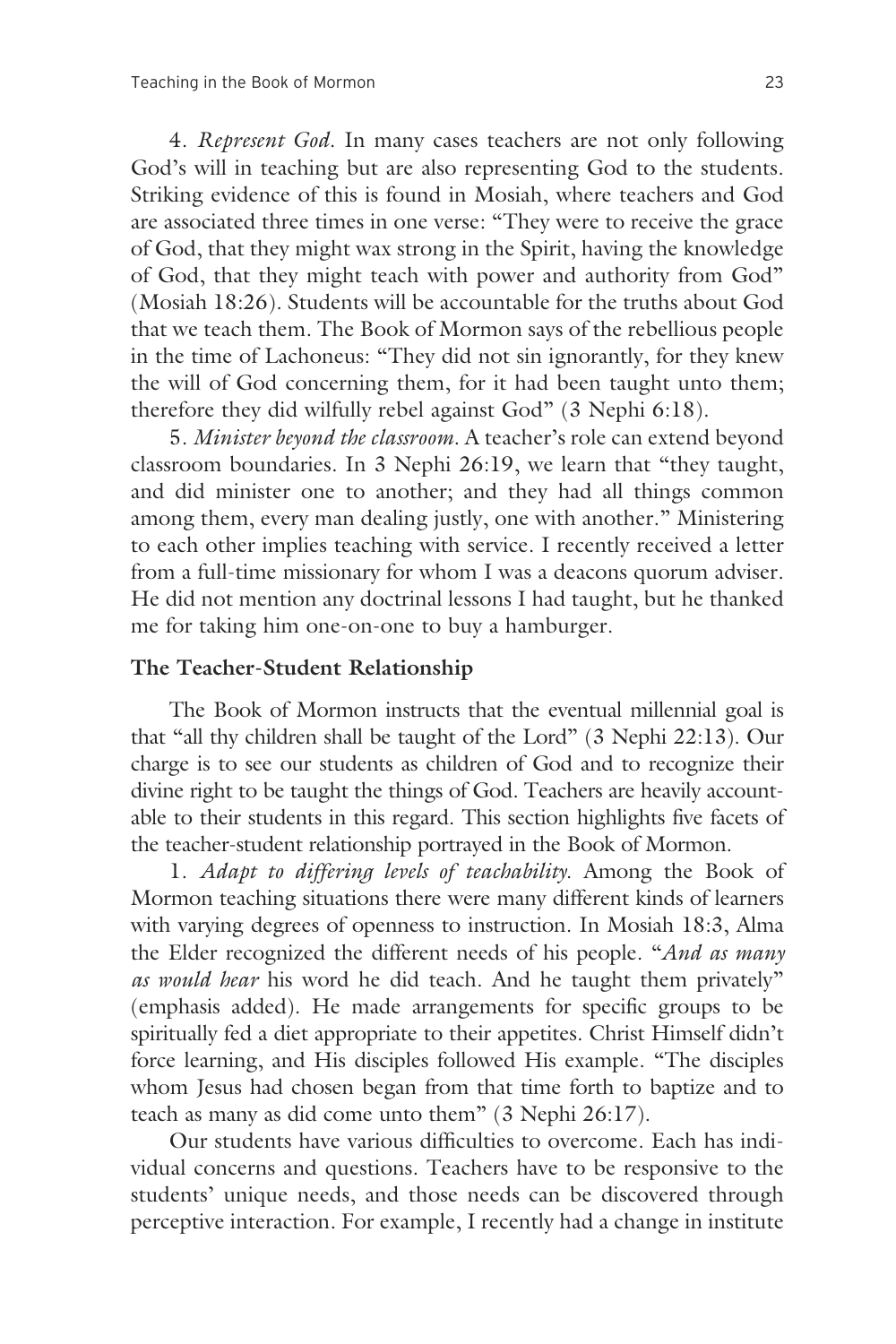4. *Represent God.* In many cases teachers are not only following God's will in teaching but are also representing God to the students. Striking evidence of this is found in Mosiah, where teachers and God are associated three times in one verse: "They were to receive the grace of God, that they might wax strong in the Spirit, having the knowledge of God, that they might teach with power and authority from God" (Mosiah 18:26). Students will be accountable for the truths about God that we teach them. The Book of Mormon says of the rebellious people in the time of Lachoneus: "They did not sin ignorantly, for they knew the will of God concerning them, for it had been taught unto them; therefore they did wilfully rebel against God" (3 Nephi 6:18).

5. *Minister beyond the classroom.* A teacher's role can extend beyond classroom boundaries. In 3 Nephi 26:19, we learn that "they taught, and did minister one to another; and they had all things common among them, every man dealing justly, one with another." Ministering to each other implies teaching with service. I recently received a letter from a full-time missionary for whom I was a deacons quorum adviser. He did not mention any doctrinal lessons I had taught, but he thanked me for taking him one-on-one to buy a hamburger.

### The Teacher-Student Relationship

The Book of Mormon instructs that the eventual millennial goal is that "all thy children shall be taught of the Lord" (3 Nephi 22:13). Our charge is to see our students as children of God and to recognize their divine right to be taught the things of God. Teachers are heavily accountable to their students in this regard. This section highlights five facets of the teacher-student relationship portrayed in the Book of Mormon.

1. *Adapt to differing levels of teachability.* Among the Book of Mormon teaching situations there were many different kinds of learners with varying degrees of openness to instruction. In Mosiah 18:3, Alma the Elder recognized the different needs of his people. "*And as many as would hear* his word he did teach. And he taught them privately" (emphasis added). He made arrangements for specific groups to be spiritually fed a diet appropriate to their appetites. Christ Himself didn't force learning, and His disciples followed His example. "The disciples whom Jesus had chosen began from that time forth to baptize and to teach as many as did come unto them" (3 Nephi 26:17).

Our students have various difficulties to overcome. Each has individual concerns and questions. Teachers have to be responsive to the students' unique needs, and those needs can be discovered through perceptive interaction. For example, I recently had a change in institute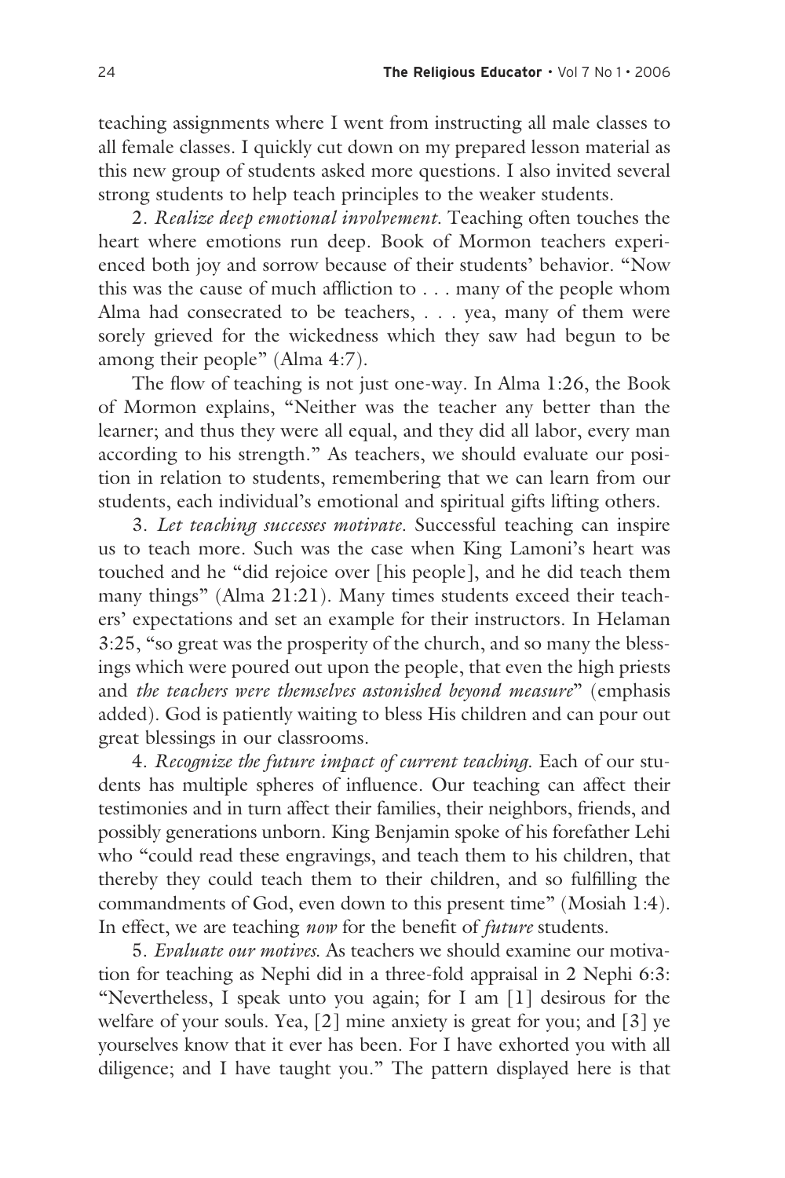teaching assignments where I went from instructing all male classes to all female classes. I quickly cut down on my prepared lesson material as this new group of students asked more questions. I also invited several strong students to help teach principles to the weaker students.

2. *Realize deep emotional involvement.* Teaching often touches the heart where emotions run deep. Book of Mormon teachers experienced both joy and sorrow because of their students' behavior. "Now this was the cause of much affliction to . . . many of the people whom Alma had consecrated to be teachers, . . . yea, many of them were sorely grieved for the wickedness which they saw had begun to be among their people" (Alma 4:7).

The flow of teaching is not just one-way. In Alma 1:26, the Book of Mormon explains, "Neither was the teacher any better than the learner; and thus they were all equal, and they did all labor, every man according to his strength." As teachers, we should evaluate our position in relation to students, remembering that we can learn from our students, each individual's emotional and spiritual gifts lifting others.

3. *Let teaching successes motivate.* Successful teaching can inspire us to teach more. Such was the case when King Lamoni's heart was touched and he "did rejoice over [his people], and he did teach them many things" (Alma 21:21). Many times students exceed their teachers' expectations and set an example for their instructors. In Helaman 3:25, "so great was the prosperity of the church, and so many the blessings which were poured out upon the people, that even the high priests and *the teachers were themselves astonished beyond measure*" (emphasis added). God is patiently waiting to bless His children and can pour out great blessings in our classrooms.

4. *Recognize the future impact of current teaching.* Each of our students has multiple spheres of influence. Our teaching can affect their testimonies and in turn affect their families, their neighbors, friends, and possibly generations unborn. King Benjamin spoke of his forefather Lehi who "could read these engravings, and teach them to his children, that thereby they could teach them to their children, and so fulfilling the commandments of God, even down to this present time" (Mosiah 1:4). In effect, we are teaching *now* for the benefit of *future* students.

5. *Evaluate our motives.* As teachers we should examine our motivation for teaching as Nephi did in a three-fold appraisal in 2 Nephi 6:3: "Nevertheless, I speak unto you again; for I am [1] desirous for the welfare of your souls. Yea, [2] mine anxiety is great for you; and [3] ye yourselves know that it ever has been. For I have exhorted you with all diligence; and I have taught you." The pattern displayed here is that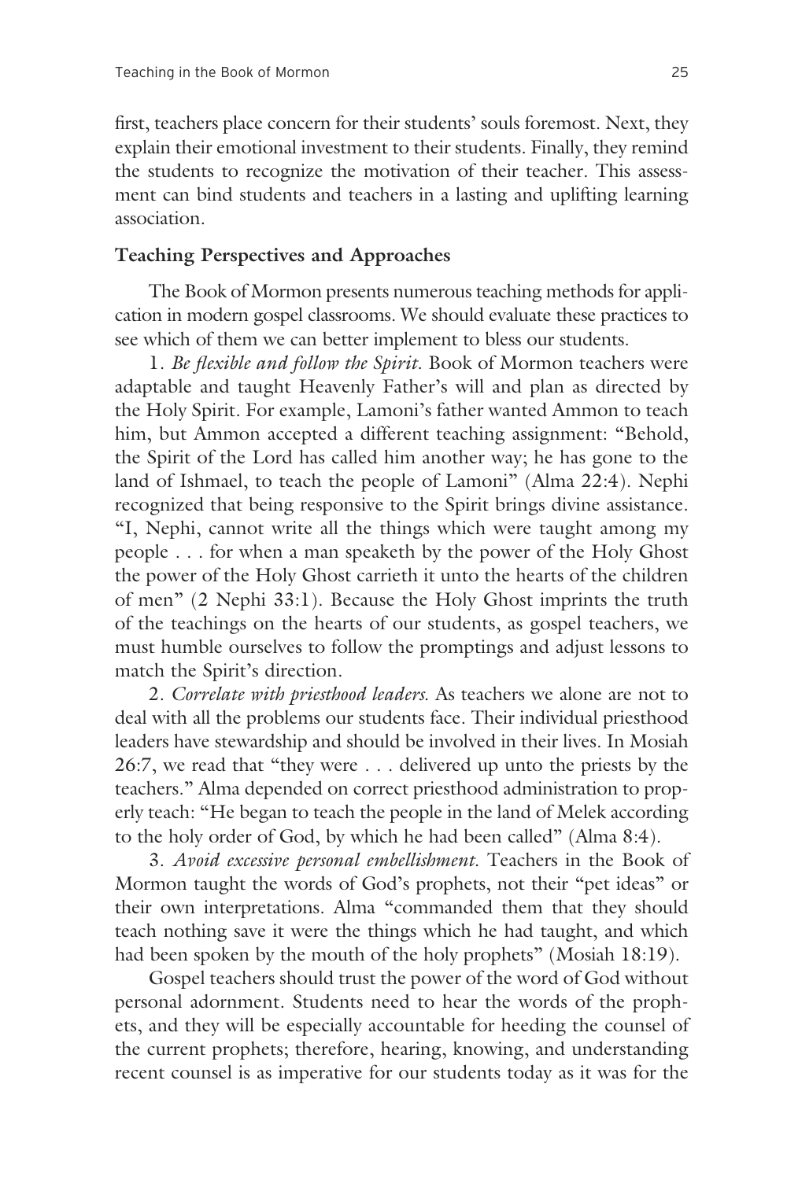first, teachers place concern for their students' souls foremost. Next, they explain their emotional investment to their students. Finally, they remind the students to recognize the motivation of their teacher. This assessment can bind students and teachers in a lasting and uplifting learning association.

**Teaching Perspectives and Approaches**

The Book of Mormon presents numerous teaching methods for application in modern gospel classrooms. We should evaluate these practices to see which of them we can better implement to bless our students.

1. *Be flexible and follow the Spirit.* Book of Mormon teachers were adaptable and taught Heavenly Father's will and plan as directed by the Holy Spirit. For example, Lamoni's father wanted Ammon to teach him, but Ammon accepted a different teaching assignment: "Behold, the Spirit of the Lord has called him another way; he has gone to the land of Ishmael, to teach the people of Lamoni" (Alma 22:4). Nephi recognized that being responsive to the Spirit brings divine assistance. "I, Nephi, cannot write all the things which were taught among my people . . . for when a man speaketh by the power of the Holy Ghost the power of the Holy Ghost carrieth it unto the hearts of the children of men" (2 Nephi 33:1). Because the Holy Ghost imprints the truth of the teachings on the hearts of our students, as gospel teachers, we must humble ourselves to follow the promptings and adjust lessons to match the Spirit's direction.

2. *Correlate with priesthood leaders.* As teachers we alone are not to deal with all the problems our students face. Their individual priesthood leaders have stewardship and should be involved in their lives. In Mosiah 26:7, we read that "they were . . . delivered up unto the priests by the teachers." Alma depended on correct priesthood administration to properly teach: "He began to teach the people in the land of Melek according to the holy order of God, by which he had been called" (Alma 8:4).

3. *Avoid excessive personal embellishment.* Teachers in the Book of Mormon taught the words of God's prophets, not their "pet ideas" or their own interpretations. Alma "commanded them that they should teach nothing save it were the things which he had taught, and which had been spoken by the mouth of the holy prophets" (Mosiah 18:19).

Gospel teachers should trust the power of the word of God without personal adornment. Students need to hear the words of the prophets, and they will be especially accountable for heeding the counsel of the current prophets; therefore, hearing, knowing, and understanding recent counsel is as imperative for our students today as it was for the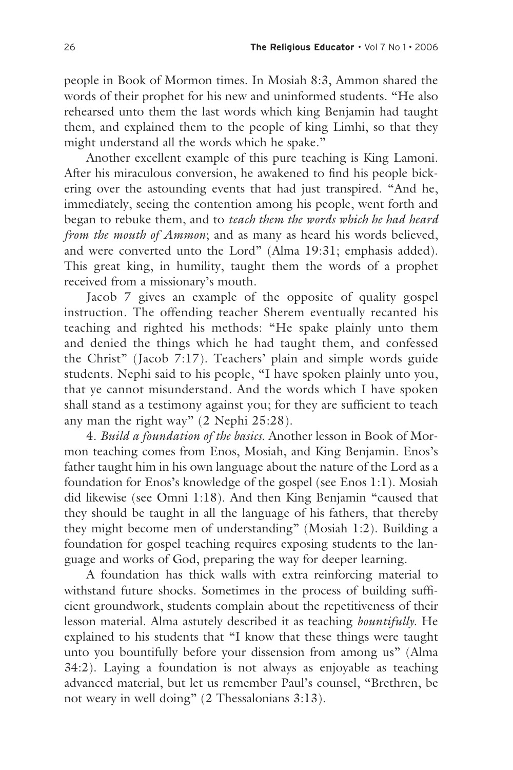people in Book of Mormon times. In Mosiah 8:3, Ammon shared the words of their prophet for his new and uninformed students. "He also rehearsed unto them the last words which king Benjamin had taught them, and explained them to the people of king Limhi, so that they might understand all the words which he spake."

Another excellent example of this pure teaching is King Lamoni. After his miraculous conversion, he awakened to find his people bickering over the astounding events that had just transpired. "And he, immediately, seeing the contention among his people, went forth and began to rebuke them, and to *teach them the words which he had heard from the mouth of Ammon*; and as many as heard his words believed, and were converted unto the Lord" (Alma 19:31; emphasis added). This great king, in humility, taught them the words of a prophet received from a missionary's mouth.

Jacob 7 gives an example of the opposite of quality gospel instruction. The offending teacher Sherem eventually recanted his teaching and righted his methods: "He spake plainly unto them and denied the things which he had taught them, and confessed the Christ" (Jacob 7:17). Teachers' plain and simple words guide students. Nephi said to his people, "I have spoken plainly unto you, that ye cannot misunderstand. And the words which I have spoken shall stand as a testimony against you; for they are sufficient to teach any man the right way" (2 Nephi 25:28).

4. *Build a foundation of the basics.* Another lesson in Book of Mormon teaching comes from Enos, Mosiah, and King Benjamin. Enos's father taught him in his own language about the nature of the Lord as a foundation for Enos's knowledge of the gospel (see Enos 1:1). Mosiah did likewise (see Omni 1:18). And then King Benjamin "caused that they should be taught in all the language of his fathers, that thereby they might become men of understanding" (Mosiah 1:2). Building a foundation for gospel teaching requires exposing students to the language and works of God, preparing the way for deeper learning.

A foundation has thick walls with extra reinforcing material to withstand future shocks. Sometimes in the process of building sufficient groundwork, students complain about the repetitiveness of their lesson material. Alma astutely described it as teaching *bountifully*. He explained to his students that "I know that these things were taught unto you bountifully before your dissension from among us" (Alma 34:2). Laying a foundation is not always as enjoyable as teaching advanced material, but let us remember Paul's counsel, "Brethren, be not weary in well doing" (2 Thessalonians 3:13).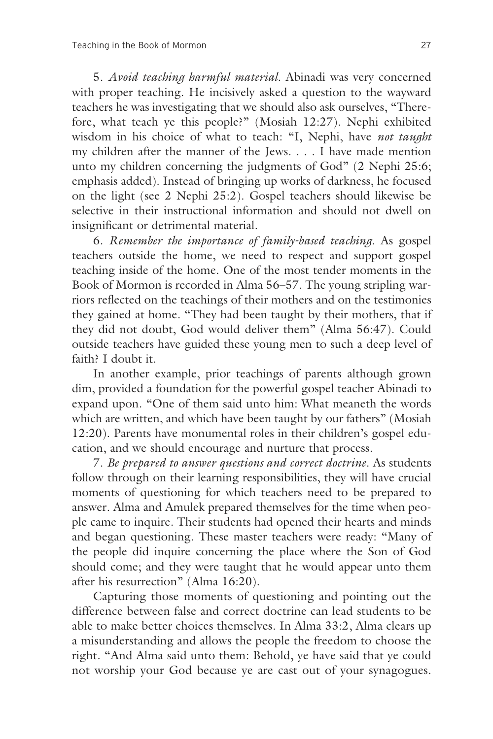5. *Avoid teaching harmful material.* Abinadi was very concerned with proper teaching. He incisively asked a question to the wayward teachers he was investigating that we should also ask ourselves, "Therefore, what teach ye this people?" (Mosiah 12:27). Nephi exhibited wisdom in his choice of what to teach: "I, Nephi, have *not taught* my children after the manner of the Jews. . . . I have made mention unto my children concerning the judgments of God" (2 Nephi 25:6; emphasis added). Instead of bringing up works of darkness, he focused on the light (see 2 Nephi 25:2). Gospel teachers should likewise be selective in their instructional information and should not dwell on insignificant or detrimental material.

6. *Remember the importance of family-based teaching.* As gospel teachers outside the home, we need to respect and support gospel teaching inside of the home. One of the most tender moments in the Book of Mormon is recorded in Alma 56–57. The young stripling warriors reflected on the teachings of their mothers and on the testimonies they gained at home. "They had been taught by their mothers, that if they did not doubt, God would deliver them" (Alma 56:47). Could outside teachers have guided these young men to such a deep level of faith? I doubt it.

In another example, prior teachings of parents although grown dim, provided a foundation for the powerful gospel teacher Abinadi to expand upon. "One of them said unto him: What meaneth the words which are written, and which have been taught by our fathers" (Mosiah 12:20). Parents have monumental roles in their children's gospel education, and we should encourage and nurture that process.

7. *Be prepared to answer questions and correct doctrine.* As students follow through on their learning responsibilities, they will have crucial moments of questioning for which teachers need to be prepared to answer. Alma and Amulek prepared themselves for the time when people came to inquire. Their students had opened their hearts and minds and began questioning. These master teachers were ready: "Many of the people did inquire concerning the place where the Son of God should come; and they were taught that he would appear unto them after his resurrection" (Alma 16:20).

Capturing those moments of questioning and pointing out the difference between false and correct doctrine can lead students to be able to make better choices themselves. In Alma 33:2, Alma clears up a misunderstanding and allows the people the freedom to choose the right. "And Alma said unto them: Behold, ye have said that ye could not worship your God because ye are cast out of your synagogues.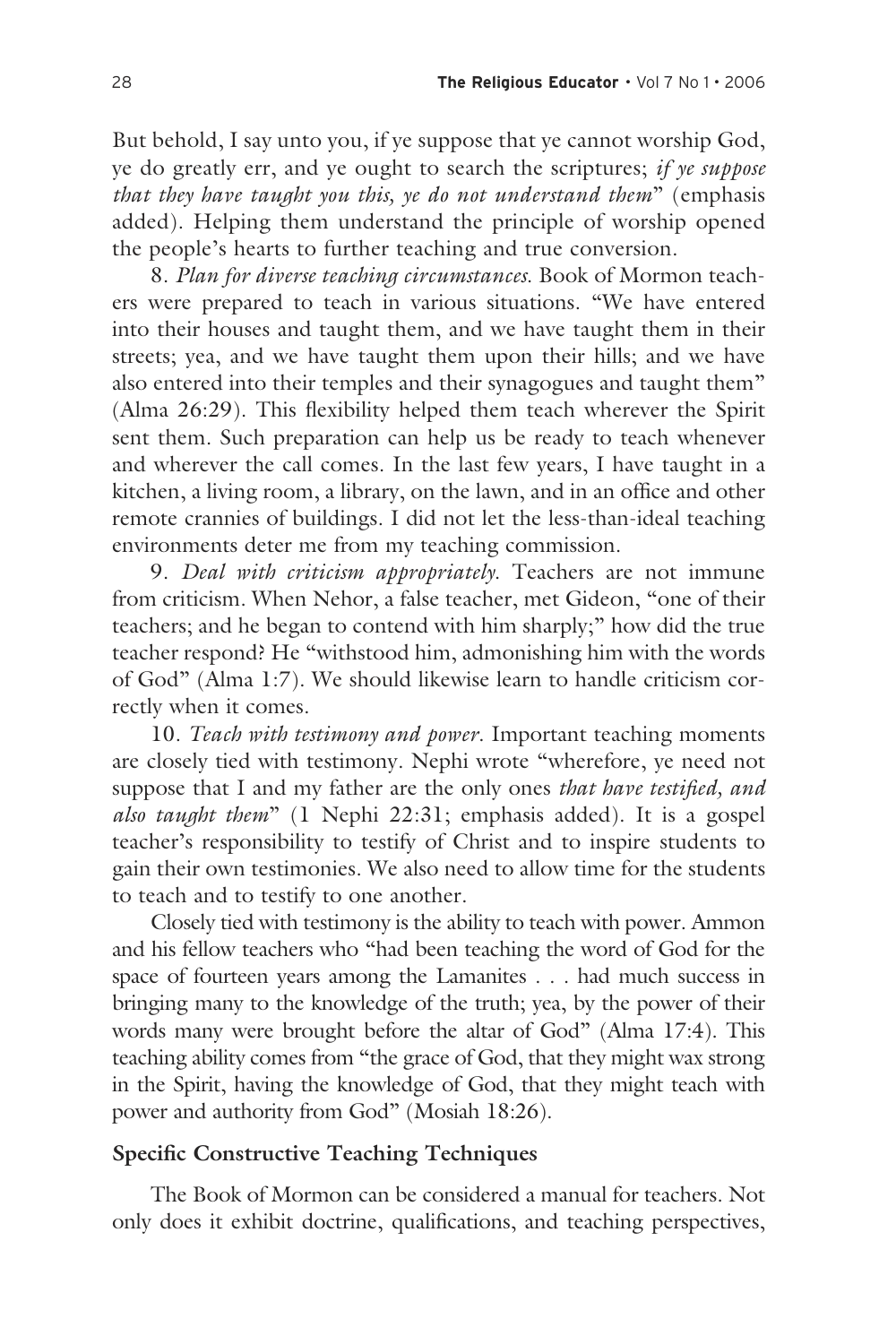But behold, I say unto you, if ye suppose that ye cannot worship God, ye do greatly err, and ye ought to search the scriptures; *if ye suppose that they have taught you this, ye do not understand them*" (emphasis added). Helping them understand the principle of worship opened the people's hearts to further teaching and true conversion.

8. *Plan for diverse teaching circumstances.* Book of Mormon teachers were prepared to teach in various situations. "We have entered into their houses and taught them, and we have taught them in their streets; yea, and we have taught them upon their hills; and we have also entered into their temples and their synagogues and taught them" (Alma 26:29). This flexibility helped them teach wherever the Spirit sent them. Such preparation can help us be ready to teach whenever and wherever the call comes. In the last few years, I have taught in a kitchen, a living room, a library, on the lawn, and in an office and other remote crannies of buildings. I did not let the less-than-ideal teaching environments deter me from my teaching commission.

9. *Deal with criticism appropriately.* Teachers are not immune from criticism. When Nehor, a false teacher, met Gideon, "one of their teachers; and he began to contend with him sharply;" how did the true teacher respond? He "withstood him, admonishing him with the words of God" (Alma 1:7). We should likewise learn to handle criticism correctly when it comes.

10. *Teach with testimony and power.* Important teaching moments are closely tied with testimony. Nephi wrote "wherefore, ye need not suppose that I and my father are the only ones *that have testified, and also taught them*" (1 Nephi 22:31; emphasis added). It is a gospel teacher's responsibility to testify of Christ and to inspire students to gain their own testimonies. We also need to allow time for the students to teach and to testify to one another.

Closely tied with testimony is the ability to teach with power. Ammon and his fellow teachers who "had been teaching the word of God for the space of fourteen years among the Lamanites . . . had much success in bringing many to the knowledge of the truth; yea, by the power of their words many were brought before the altar of God" (Alma 17:4). This teaching ability comes from "the grace of God, that they might wax strong in the Spirit, having the knowledge of God, that they might teach with power and authority from God" (Mosiah 18:26).

## Specific Constructive Teaching Techniques

The Book of Mormon can be considered a manual for teachers. Not only does it exhibit doctrine, qualifications, and teaching perspectives,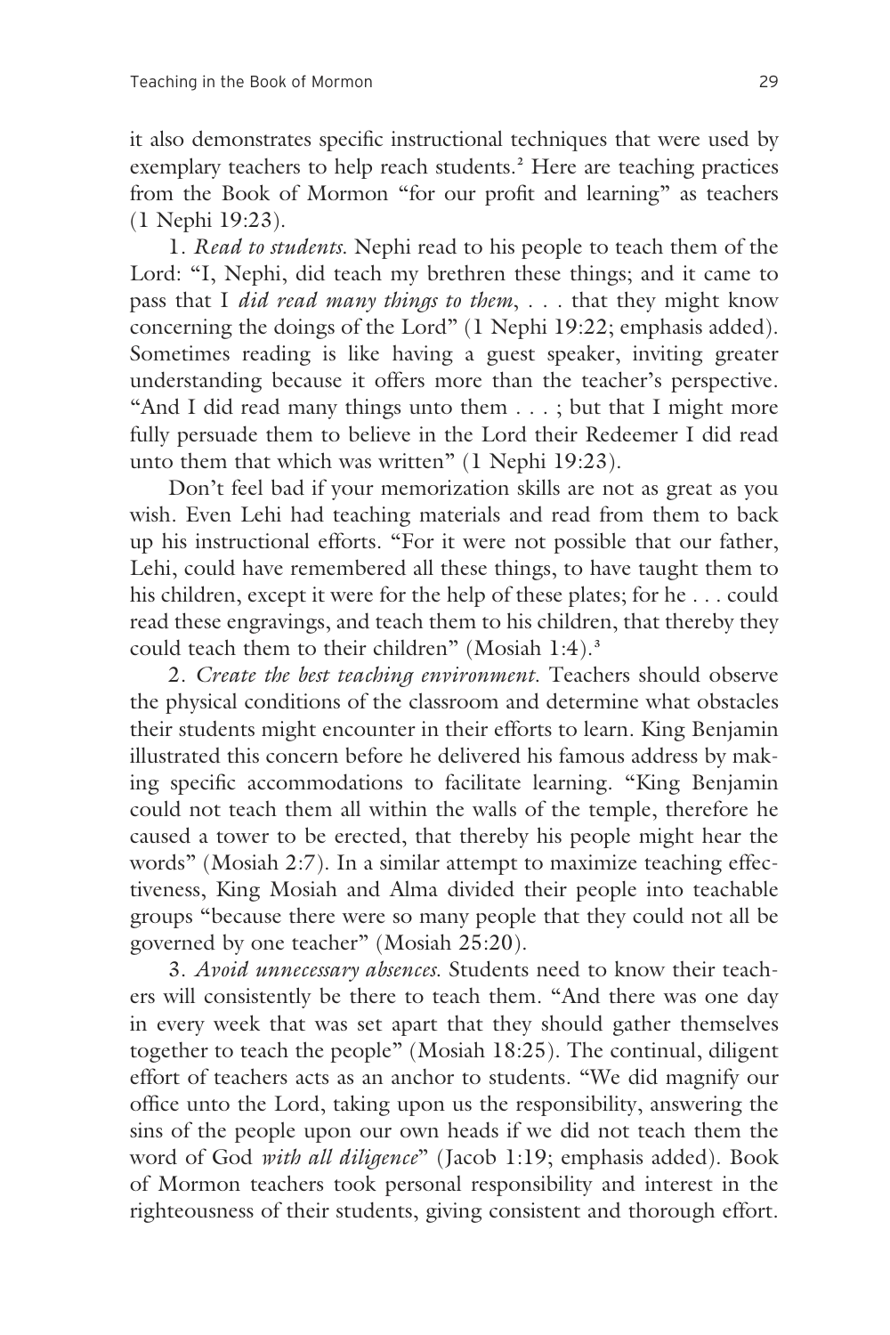it also demonstrates specific instructional techniques that were used by exemplary teachers to help reach students.[2] Here are teaching practices from the Book of Mormon "for our profit and learning" as teachers (1 Nephi 19:23).

1. *Read to students.* Nephi read to his people to teach them of the Lord: "I, Nephi, did teach my brethren these things; and it came to pass that I *did read many things to them*, . . . that they might know concerning the doings of the Lord" (1 Nephi 19:22; emphasis added). Sometimes reading is like having a guest speaker, inviting greater understanding because it offers more than the teacher's perspective. "And I did read many things unto them . . . ; but that I might more fully persuade them to believe in the Lord their Redeemer I did read unto them that which was written" (1 Nephi 19:23).

Don't feel bad if your memorization skills are not as great as you wish. Even Lehi had teaching materials and read from them to back up his instructional efforts. "For it were not possible that our father, Lehi, could have remembered all these things, to have taught them to his children, except it were for the help of these plates; for he . . . could read these engravings, and teach them to his children, that thereby they could teach them to their children" (Mosiah 1:4).[3]

2. *Create the best teaching environment.* Teachers should observe the physical conditions of the classroom and determine what obstacles their students might encounter in their efforts to learn. King Benjamin illustrated this concern before he delivered his famous address by making specific accommodations to facilitate learning. "King Benjamin could not teach them all within the walls of the temple, therefore he caused a tower to be erected, that thereby his people might hear the words" (Mosiah 2:7). In a similar attempt to maximize teaching effectiveness, King Mosiah and Alma divided their people into teachable groups "because there were so many people that they could not all be governed by one teacher" (Mosiah 25:20).

3. *Avoid unnecessary absences.* Students need to know their teachers will consistently be there to teach them. "And there was one day in every week that was set apart that they should gather themselves together to teach the people" (Mosiah 18:25). The continual, diligent effort of teachers acts as an anchor to students. "We did magnify our office unto the Lord, taking upon us the responsibility, answering the sins of the people upon our own heads if we did not teach them the word of God *with all diligence*" (Jacob 1:19; emphasis added). Book of Mormon teachers took personal responsibility and interest in the righteousness of their students, giving consistent and thorough effort.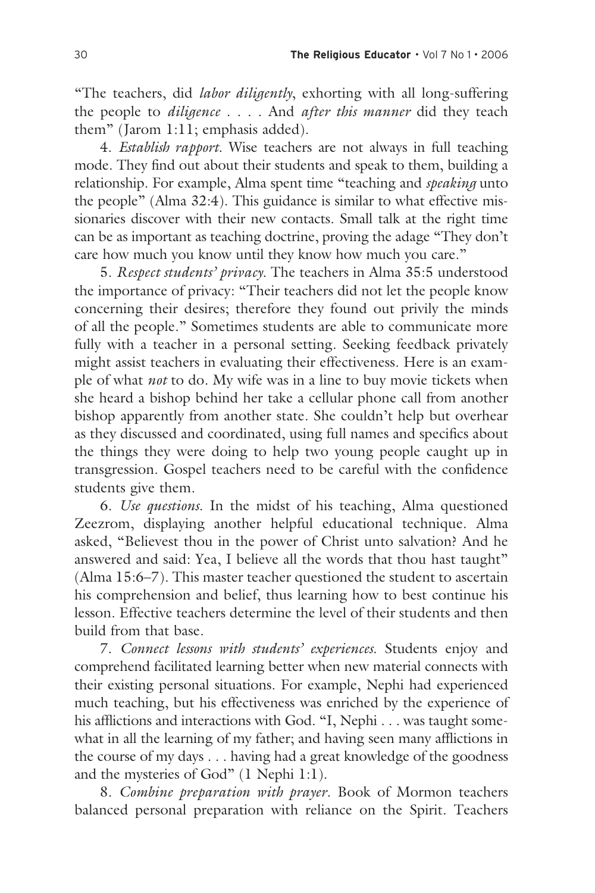"The teachers, did *labor diligently*, exhorting with all long-suffering the people to *diligence* . . . . And *after this manner* did they teach them" (Jarom 1:11; emphasis added).

4. *Establish rapport.* Wise teachers are not always in full teaching mode. They find out about their students and speak to them, building a relationship. For example, Alma spent time "teaching and *speaking* unto the people" (Alma 32:4). This guidance is similar to what effective missionaries discover with their new contacts. Small talk at the right time can be as important as teaching doctrine, proving the adage "They don't care how much you know until they know how much you care."

5. *Respect students' privacy.* The teachers in Alma 35:5 understood the importance of privacy: "Their teachers did not let the people know concerning their desires; therefore they found out privily the minds of all the people." Sometimes students are able to communicate more fully with a teacher in a personal setting. Seeking feedback privately might assist teachers in evaluating their effectiveness. Here is an example of what *not* to do. My wife was in a line to buy movie tickets when she heard a bishop behind her take a cellular phone call from another bishop apparently from another state. She couldn't help but overhear as they discussed and coordinated, using full names and specifics about the things they were doing to help two young people caught up in transgression. Gospel teachers need to be careful with the confidence students give them.

6. *Use questions.* In the midst of his teaching, Alma questioned Zeezrom, displaying another helpful educational technique. Alma asked, "Believest thou in the power of Christ unto salvation? And he answered and said: Yea, I believe all the words that thou hast taught" (Alma 15:6–7). This master teacher questioned the student to ascertain his comprehension and belief, thus learning how to best continue his lesson. Effective teachers determine the level of their students and then build from that base.

7. *Connect lessons with students' experiences.* Students enjoy and comprehend facilitated learning better when new material connects with their existing personal situations. For example, Nephi had experienced much teaching, but his effectiveness was enriched by the experience of his afflictions and interactions with God. "I, Nephi . . . was taught somewhat in all the learning of my father; and having seen many afflictions in the course of my days . . . having had a great knowledge of the goodness and the mysteries of God" (1 Nephi 1:1).

8. *Combine preparation with prayer.* Book of Mormon teachers balanced personal preparation with reliance on the Spirit. Teachers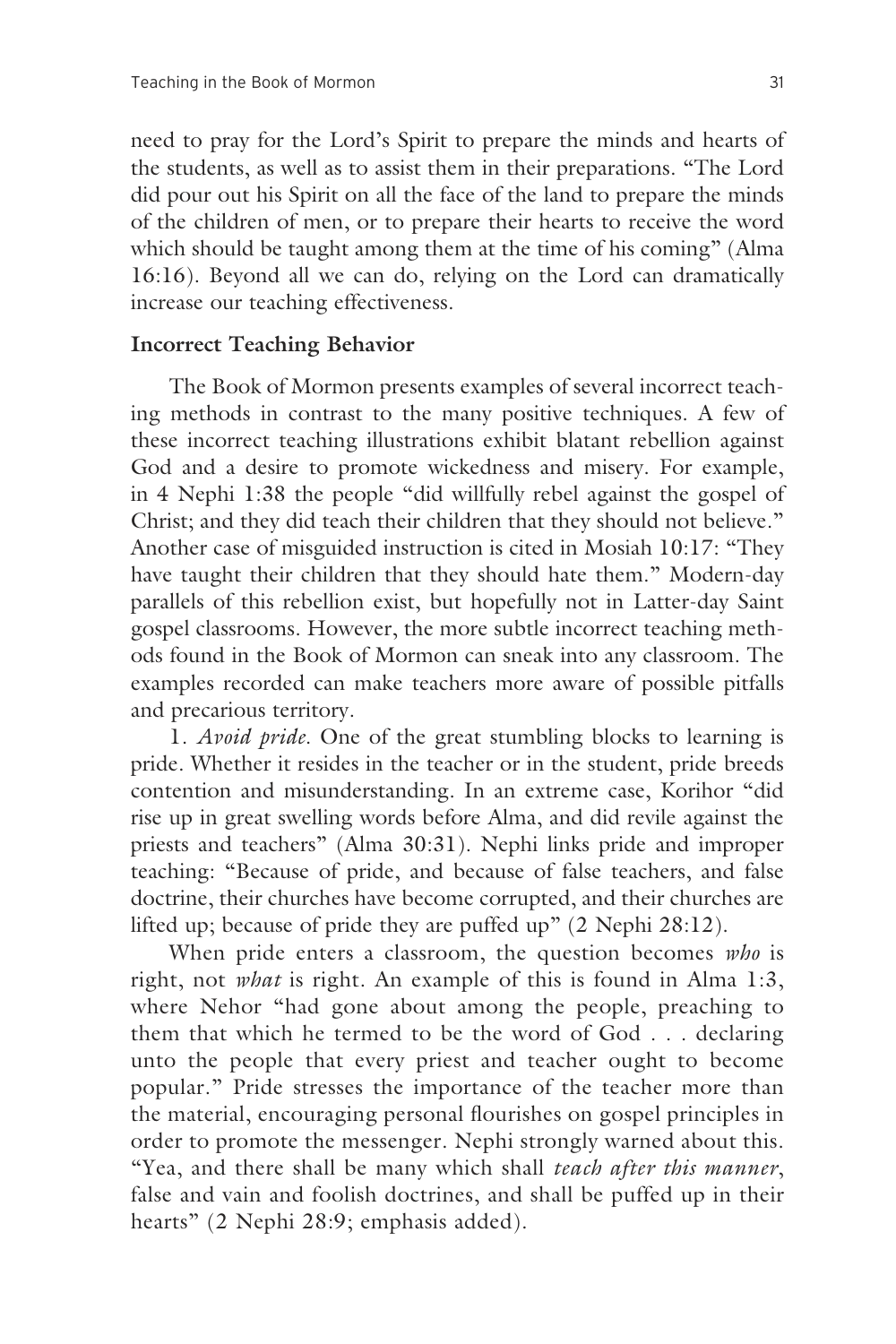need to pray for the Lord's Spirit to prepare the minds and hearts of the students, as well as to assist them in their preparations. "The Lord did pour out his Spirit on all the face of the land to prepare the minds of the children of men, or to prepare their hearts to receive the word which should be taught among them at the time of his coming" (Alma 16:16). Beyond all we can do, relying on the Lord can dramatically increase our teaching effectiveness.

### Incorrect Teaching Behavior

The Book of Mormon presents examples of several incorrect teaching methods in contrast to the many positive techniques. A few of these incorrect teaching illustrations exhibit blatant rebellion against God and a desire to promote wickedness and misery. For example, in 4 Nephi 1:38 the people "did willfully rebel against the gospel of Christ; and they did teach their children that they should not believe." Another case of misguided instruction is cited in Mosiah 10:17: "They have taught their children that they should hate them." Modern-day parallels of this rebellion exist, but hopefully not in Latter-day Saint gospel classrooms. However, the more subtle incorrect teaching methods found in the Book of Mormon can sneak into any classroom. The examples recorded can make teachers more aware of possible pitfalls and precarious territory.

1. *Avoid pride.* One of the great stumbling blocks to learning is pride. Whether it resides in the teacher or in the student, pride breeds contention and misunderstanding. In an extreme case, Korihor "did rise up in great swelling words before Alma, and did revile against the priests and teachers" (Alma 30:31). Nephi links pride and improper teaching: "Because of pride, and because of false teachers, and false doctrine, their churches have become corrupted, and their churches are lifted up; because of pride they are puffed up" (2 Nephi 28:12).

When pride enters a classroom, the question becomes *who* is right, not *what* is right. An example of this is found in Alma 1:3, where Nehor "had gone about among the people, preaching to them that which he termed to be the word of God . . . declaring unto the people that every priest and teacher ought to become popular." Pride stresses the importance of the teacher more than the material, encouraging personal flourishes on gospel principles in order to promote the messenger. Nephi strongly warned about this. "Yea, and there shall be many which shall *teach after this manner*, false and vain and foolish doctrines, and shall be puffed up in their hearts" (2 Nephi 28:9; emphasis added).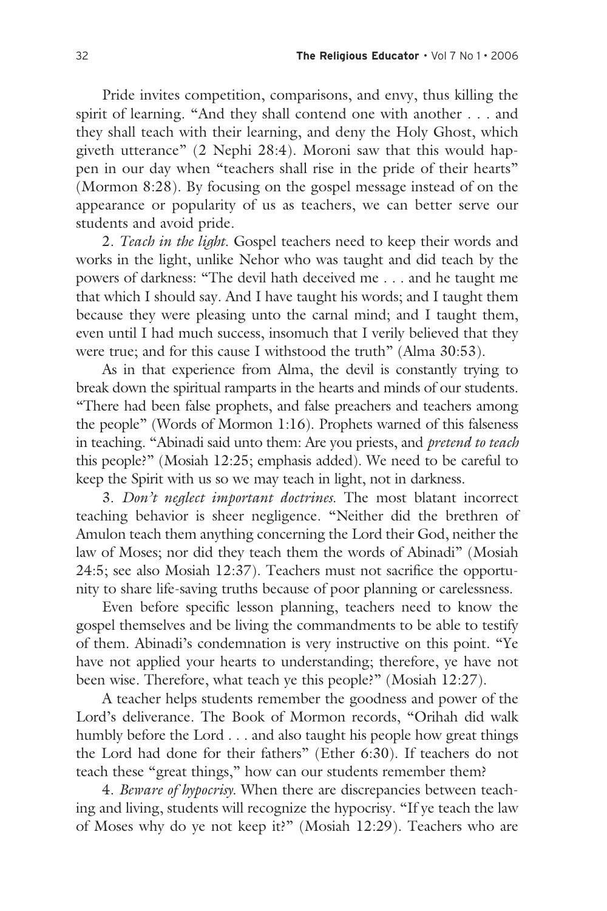Pride invites competition, comparisons, and envy, thus killing the spirit of learning. "And they shall contend one with another . . . and they shall teach with their learning, and deny the Holy Ghost, which giveth utterance" (2 Nephi 28:4). Moroni saw that this would happen in our day when "teachers shall rise in the pride of their hearts" (Mormon 8:28). By focusing on the gospel message instead of on the appearance or popularity of us as teachers, we can better serve our students and avoid pride.

2. *Teach in the light.* Gospel teachers need to keep their words and works in the light, unlike Nehor who was taught and did teach by the powers of darkness: "The devil hath deceived me . . . and he taught me that which I should say. And I have taught his words; and I taught them because they were pleasing unto the carnal mind; and I taught them, even until I had much success, insomuch that I verily believed that they were true; and for this cause I withstood the truth" (Alma 30:53).

As in that experience from Alma, the devil is constantly trying to break down the spiritual ramparts in the hearts and minds of our students. "There had been false prophets, and false preachers and teachers among the people" (Words of Mormon 1:16). Prophets warned of this falseness in teaching. "Abinadi said unto them: Are you priests, and *pretend to teach* this people?" (Mosiah 12:25; emphasis added). We need to be careful to keep the Spirit with us so we may teach in light, not in darkness.

3. *Don't neglect important doctrines.* The most blatant incorrect teaching behavior is sheer negligence. "Neither did the brethren of Amulon teach them anything concerning the Lord their God, neither the law of Moses; nor did they teach them the words of Abinadi" (Mosiah 24:5; see also Mosiah 12:37). Teachers must not sacrifice the opportunity to share life-saving truths because of poor planning or carelessness.

Even before specific lesson planning, teachers need to know the gospel themselves and be living the commandments to be able to testify of them. Abinadi's condemnation is very instructive on this point. "Ye have not applied your hearts to understanding; therefore, ye have not been wise. Therefore, what teach ye this people?" (Mosiah 12:27).

A teacher helps students remember the goodness and power of the Lord's deliverance. The Book of Mormon records, "Orihah did walk humbly before the Lord . . . and also taught his people how great things the Lord had done for their fathers" (Ether 6:30). If teachers do not teach these "great things," how can our students remember them?

4. *Beware of hypocrisy.* When there are discrepancies between teaching and living, students will recognize the hypocrisy. "If ye teach the law of Moses why do ye not keep it?" (Mosiah 12:29). Teachers who are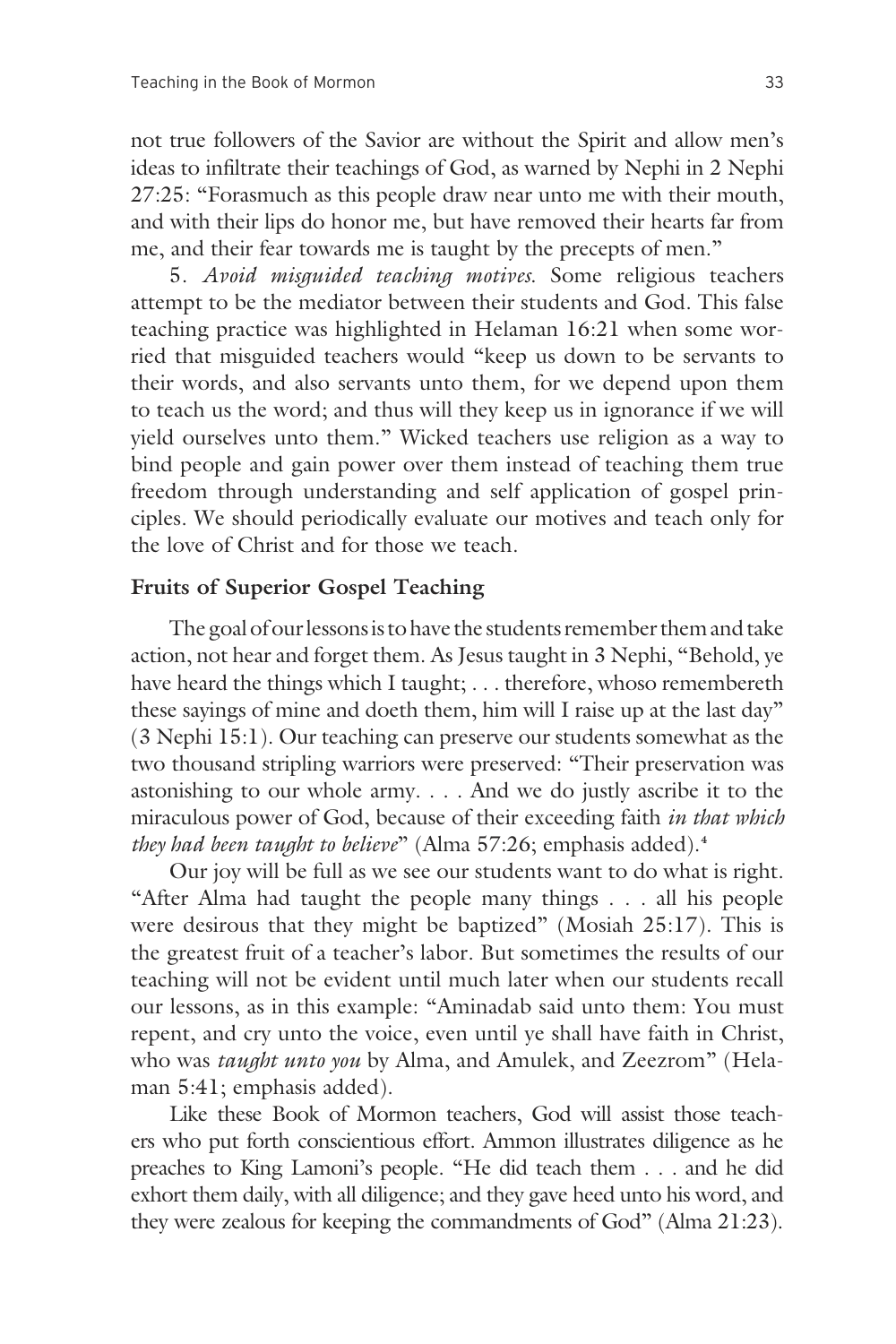not true followers of the Savior are without the Spirit and allow men's ideas to infiltrate their teachings of God, as warned by Nephi in 2 Nephi 27:25: "Forasmuch as this people draw near unto me with their mouth, and with their lips do honor me, but have removed their hearts far from me, and their fear towards me is taught by the precepts of men."

5. *Avoid misguided teaching motives.* Some religious teachers attempt to be the mediator between their students and God. This false teaching practice was highlighted in Helaman 16:21 when some worried that misguided teachers would "keep us down to be servants to their words, and also servants unto them, for we depend upon them to teach us the word; and thus will they keep us in ignorance if we will yield ourselves unto them." Wicked teachers use religion as a way to bind people and gain power over them instead of teaching them true freedom through understanding and self application of gospel principles. We should periodically evaluate our motives and teach only for the love of Christ and for those we teach.

## Fruits of Superior Gospel Teaching

The goal of our lessons is to have the students remember them and take action, not hear and forget them. As Jesus taught in 3 Nephi, "Behold, ye have heard the things which I taught; . . . therefore, whoso remembereth these sayings of mine and doeth them, him will I raise up at the last day" (3 Nephi 15:1). Our teaching can preserve our students somewhat as the two thousand stripling warriors were preserved: "Their preservation was astonishing to our whole army. . . . And we do justly ascribe it to the miraculous power of God, because of their exceeding faith *in that which they had been taught to believe*" (Alma 57:26; emphasis added).[4]

Our joy will be full as we see our students want to do what is right. "After Alma had taught the people many things . . . all his people were desirous that they might be baptized" (Mosiah 25:17). This is the greatest fruit of a teacher's labor. But sometimes the results of our teaching will not be evident until much later when our students recall our lessons, as in this example: "Aminadab said unto them: You must repent, and cry unto the voice, even until ye shall have faith in Christ, who was *taught unto you* by Alma, and Amulek, and Zeezrom" (Helaman 5:41; emphasis added).

Like these Book of Mormon teachers, God will assist those teachers who put forth conscientious effort. Ammon illustrates diligence as he preaches to King Lamoni's people. "He did teach them . . . and he did exhort them daily, with all diligence; and they gave heed unto his word, and they were zealous for keeping the commandments of God" (Alma 21:23).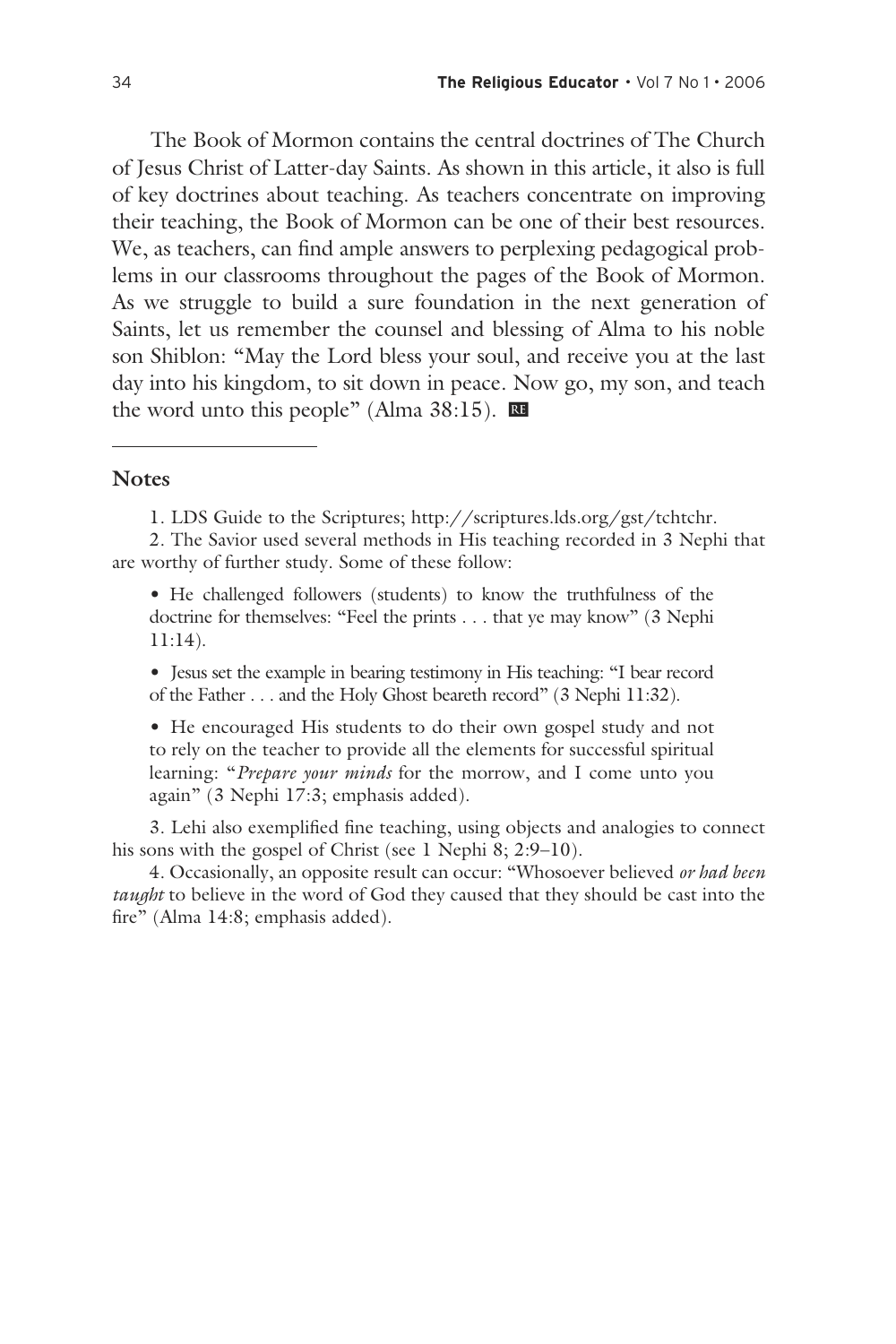The Book of Mormon contains the central doctrines of The Church of Jesus Christ of Latter-day Saints. As shown in this article, it also is full of key doctrines about teaching. As teachers concentrate on improving their teaching, the Book of Mormon can be one of their best resources. We, as teachers, can find ample answers to perplexing pedagogical problems in our classrooms throughout the pages of the Book of Mormon. As we struggle to build a sure foundation in the next generation of Saints, let us remember the counsel and blessing of Alma to his noble son Shiblon: "May the Lord bless your soul, and receive you at the last day into his kingdom, to sit down in peace. Now go, my son, and teach the word unto this people" (Alma 38:15). RE

---

## Notes

1. LDS Guide to the Scriptures; http://scriptures.lds.org/gst/tchtchr.

2. The Savior used several methods in His teaching recorded in 3 Nephi that are worthy of further study. Some of these follow:

   - He challenged followers (students) to know the truthfulness of the doctrine for themselves: "Feel the prints . . . that ye may know" (3 Nephi 11:14).
   - Jesus set the example in bearing testimony in His teaching: "I bear record of the Father . . . and the Holy Ghost beareth record" (3 Nephi 11:32).
   - He encouraged His students to do their own gospel study and not to rely on the teacher to provide all the elements for successful spiritual learning: "*Prepare your minds* for the morrow, and I come unto you again" (3 Nephi 17:3; emphasis added).

3. Lehi also exemplified fine teaching, using objects and analogies to connect his sons with the gospel of Christ (see 1 Nephi 8; 2:9–10).

4. Occasionally, an opposite result can occur: "Whosoever believed *or had been taught* to believe in the word of God they caused that they should be cast into the fire" (Alma 14:8; emphasis added).